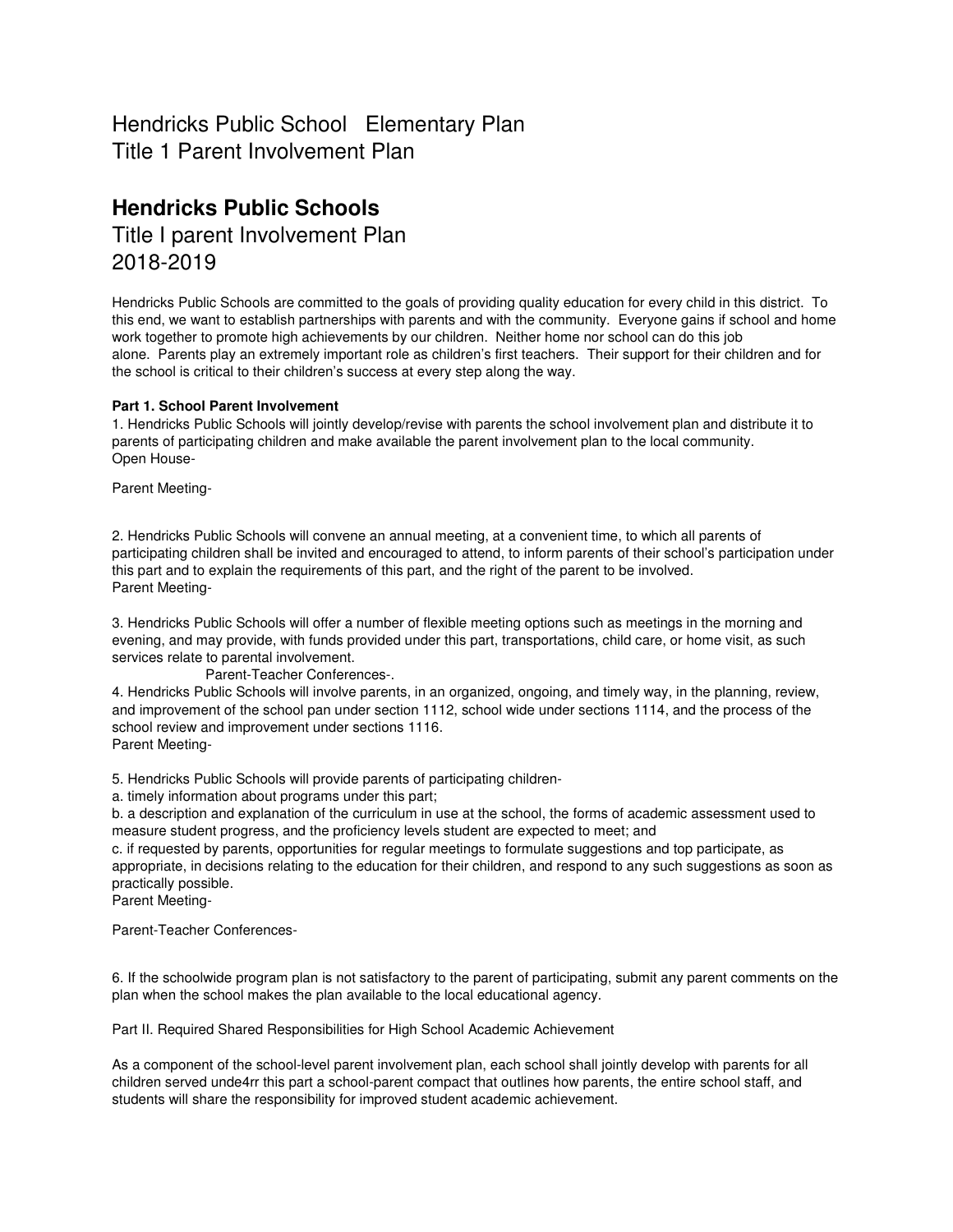Hendricks Public School   Elementary Plan
Title 1 Parent Involvement Plan

# Hendricks Public Schools

Title I parent Involvement Plan
2018-2019

Hendricks Public Schools are committed to the goals of providing quality education for every child in this district. To this end, we want to establish partnerships with parents and with the community. Everyone gains if school and home work together to promote high achievements by our children. Neither home nor school can do this job alone. Parents play an extremely important role as children's first teachers. Their support for their children and for the school is critical to their children's success at every step along the way.

**Part 1. School Parent Involvement**

1. Hendricks Public Schools will jointly develop/revise with parents the school involvement plan and distribute it to parents of participating children and make available the parent involvement plan to the local community.
Open House-

Parent Meeting-

2. Hendricks Public Schools will convene an annual meeting, at a convenient time, to which all parents of participating children shall be invited and encouraged to attend, to inform parents of their school's participation under this part and to explain the requirements of this part, and the right of the parent to be involved.
Parent Meeting-

3. Hendricks Public Schools will offer a number of flexible meeting options such as meetings in the morning and evening, and may provide, with funds provided under this part, transportations, child care, or home visit, as such services relate to parental involvement.
Parent-Teacher Conferences-.

4. Hendricks Public Schools will involve parents, in an organized, ongoing, and timely way, in the planning, review, and improvement of the school pan under section 1112, school wide under sections 1114, and the process of the school review and improvement under sections 1116.
Parent Meeting-

5. Hendricks Public Schools will provide parents of participating children-
a. timely information about programs under this part;
b. a description and explanation of the curriculum in use at the school, the forms of academic assessment used to measure student progress, and the proficiency levels student are expected to meet; and
c. if requested by parents, opportunities for regular meetings to formulate suggestions and top participate, as appropriate, in decisions relating to the education for their children, and respond to any such suggestions as soon as practically possible.
Parent Meeting-

Parent-Teacher Conferences-

6. If the schoolwide program plan is not satisfactory to the parent of participating, submit any parent comments on the plan when the school makes the plan available to the local educational agency.

Part II. Required Shared Responsibilities for High School Academic Achievement

As a component of the school-level parent involvement plan, each school shall jointly develop with parents for all children served unde4rr this part a school-parent compact that outlines how parents, the entire school staff, and students will share the responsibility for improved student academic achievement.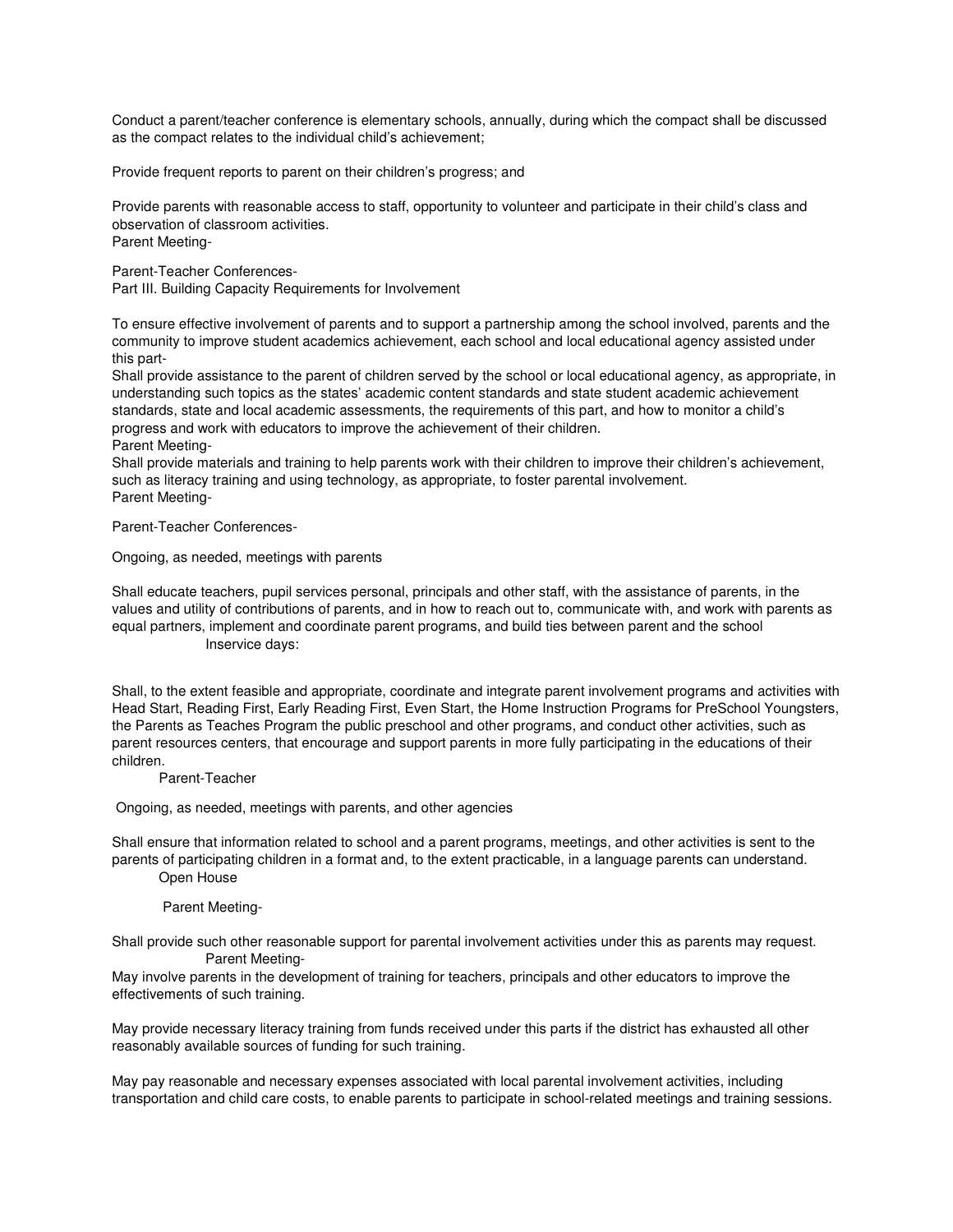Conduct a parent/teacher conference is elementary schools, annually, during which the compact shall be discussed as the compact relates to the individual child's achievement;

Provide frequent reports to parent on their children's progress; and

Provide parents with reasonable access to staff, opportunity to volunteer and participate in their child's class and observation of classroom activities.
Parent Meeting-

Parent-Teacher Conferences-

## Part III. Building Capacity Requirements for Involvement

To ensure effective involvement of parents and to support a partnership among the school involved, parents and the community to improve student academics achievement, each school and local educational agency assisted under this part-

Shall provide assistance to the parent of children served by the school or local educational agency, as appropriate, in understanding such topics as the states' academic content standards and state student academic achievement standards, state and local academic assessments, the requirements of this part, and how to monitor a child's progress and work with educators to improve the achievement of their children.
Parent Meeting-

Shall provide materials and training to help parents work with their children to improve their children's achievement, such as literacy training and using technology, as appropriate, to foster parental involvement.
Parent Meeting-

Parent-Teacher Conferences-

Ongoing, as needed, meetings with parents

Shall educate teachers, pupil services personal, principals and other staff, with the assistance of parents, in the values and utility of contributions of parents, and in how to reach out to, communicate with, and work with parents as equal partners, implement and coordinate parent programs, and build ties between parent and the school
Inservice days:

Shall, to the extent feasible and appropriate, coordinate and integrate parent involvement programs and activities with Head Start, Reading First, Early Reading First, Even Start, the Home Instruction Programs for PreSchool Youngsters, the Parents as Teaches Program the public preschool and other programs, and conduct other activities, such as parent resources centers, that encourage and support parents in more fully participating in the educations of their children.
Parent-Teacher

Ongoing, as needed, meetings with parents, and other agencies

Shall ensure that information related to school and a parent programs, meetings, and other activities is sent to the parents of participating children in a format and, to the extent practicable, in a language parents can understand.
Open House

Parent Meeting-

Shall provide such other reasonable support for parental involvement activities under this as parents may request.
Parent Meeting-

May involve parents in the development of training for teachers, principals and other educators to improve the effectivements of such training.

May provide necessary literacy training from funds received under this parts if the district has exhausted all other reasonably available sources of funding for such training.

May pay reasonable and necessary expenses associated with local parental involvement activities, including transportation and child care costs, to enable parents to participate in school-related meetings and training sessions.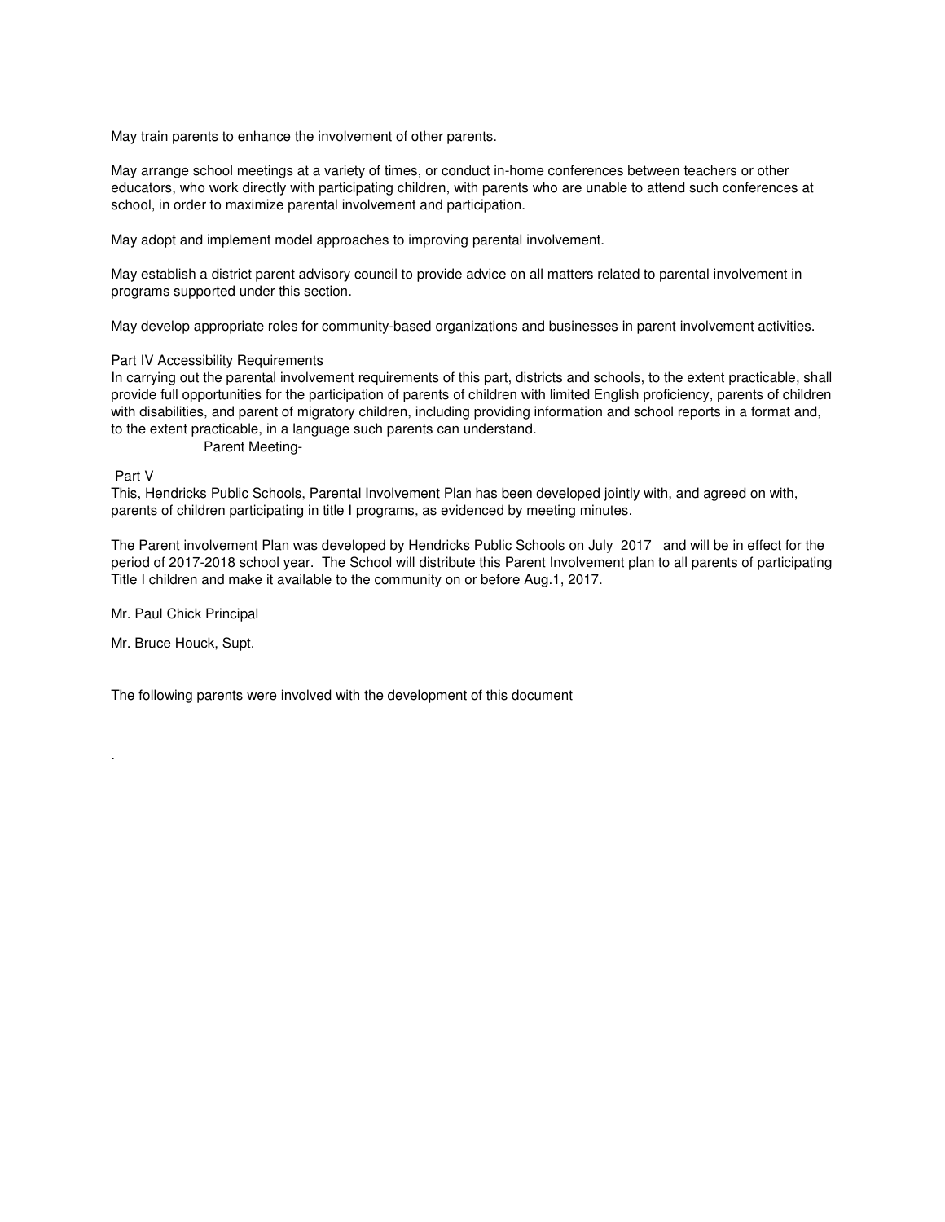May train parents to enhance the involvement of other parents.

May arrange school meetings at a variety of times, or conduct in-home conferences between teachers or other educators, who work directly with participating children, with parents who are unable to attend such conferences at school, in order to maximize parental involvement and participation.

May adopt and implement model approaches to improving parental involvement.

May establish a district parent advisory council to provide advice on all matters related to parental involvement in programs supported under this section.

May develop appropriate roles for community-based organizations and businesses in parent involvement activities.

Part IV Accessibility Requirements

In carrying out the parental involvement requirements of this part, districts and schools, to the extent practicable, shall provide full opportunities for the participation of parents of children with limited English proficiency, parents of children with disabilities, and parent of migratory children, including providing information and school reports in a format and, to the extent practicable, in a language such parents can understand.

Parent Meeting-

Part V

This, Hendricks Public Schools, Parental Involvement Plan has been developed jointly with, and agreed on with, parents of children participating in title I programs, as evidenced by meeting minutes.

The Parent involvement Plan was developed by Hendricks Public Schools on July 2017 and will be in effect for the period of 2017-2018 school year. The School will distribute this Parent Involvement plan to all parents of participating Title I children and make it available to the community on or before Aug.1, 2017.

Mr. Paul Chick Principal

Mr. Bruce Houck, Supt.

The following parents were involved with the development of this document

.